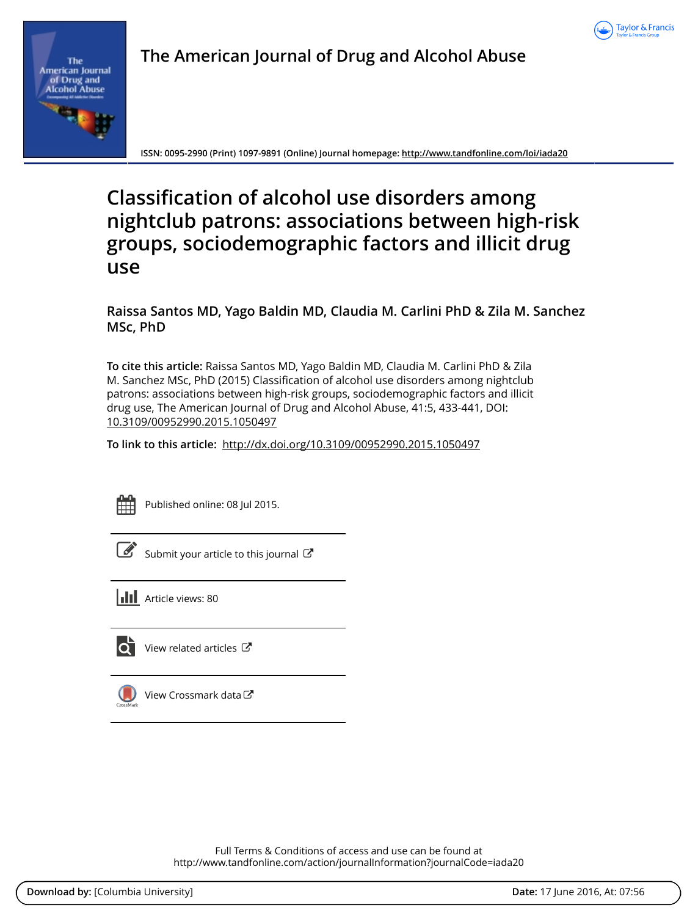The American Journal of Drug and Alcohol Abuse

ISSN: 0095-2990 (Print) 1097-9891 (Online) Journal homepage: http://www.tandfonline.com/loi/iada20

# Classification of alcohol use disorders among nightclub patrons: associations between high-risk groups, sociodemographic factors and illicit drug use

**Raissa Santos MD, Yago Baldin MD, Claudia M. Carlini PhD & Zila M. Sanchez MSc, PhD**

**To cite this article:** Raissa Santos MD, Yago Baldin MD, Claudia M. Carlini PhD & Zila M. Sanchez MSc, PhD (2015) Classification of alcohol use disorders among nightclub patrons: associations between high-risk groups, sociodemographic factors and illicit drug use, The American Journal of Drug and Alcohol Abuse, 41:5, 433-441, DOI: 10.3109/00952990.2015.1050497

**To link to this article:** http://dx.doi.org/10.3109/00952990.2015.1050497

Published online: 08 Jul 2015.

Submit your article to this journal

Article views: 80

View related articles

View Crossmark data

Full Terms & Conditions of access and use can be found at
http://www.tandfonline.com/action/journalInformation?journalCode=iada20

**Download by:** [Columbia University] **Date:** 17 June 2016, At: 07:56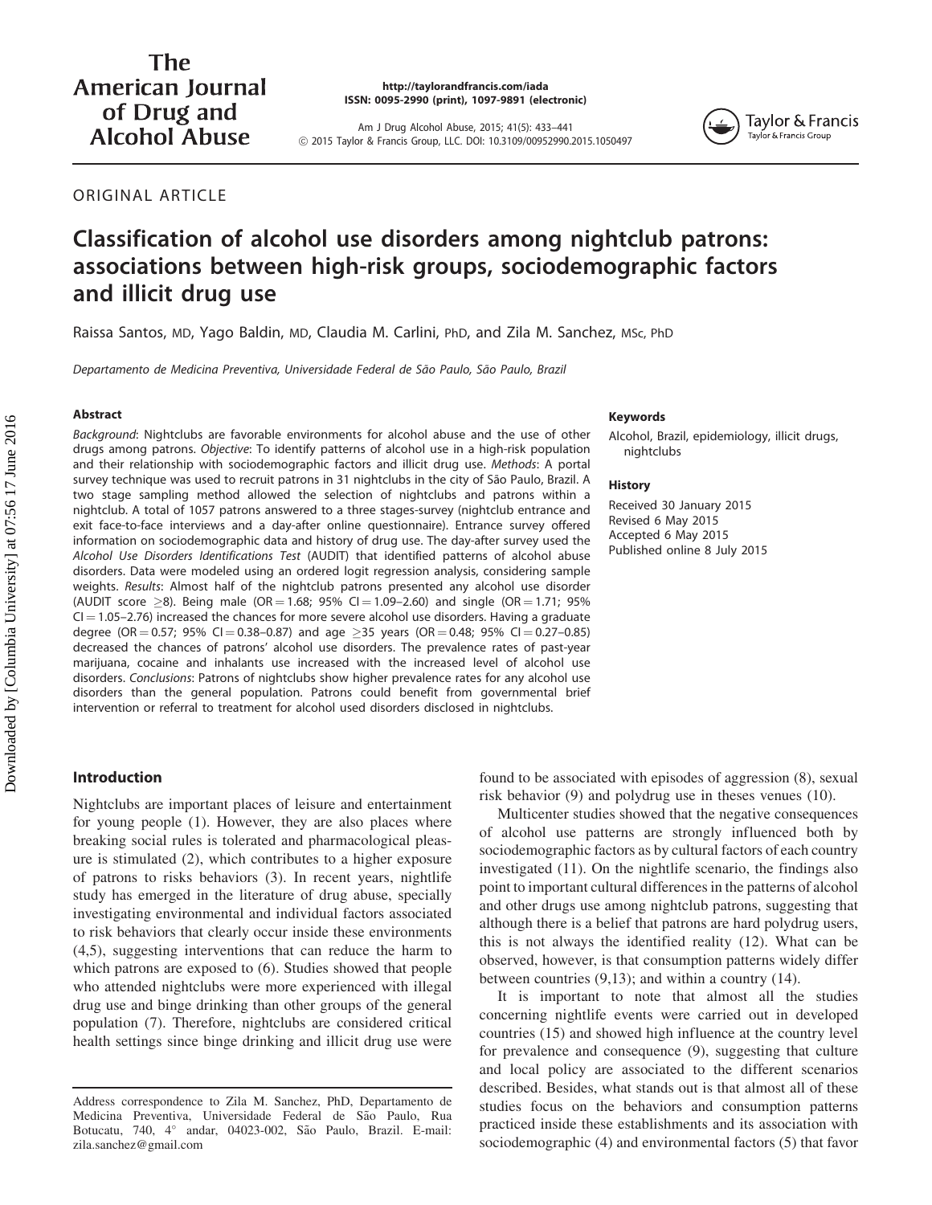# Classification of alcohol use disorders among nightclub patrons: associations between high-risk groups, sociodemographic factors and illicit drug use

Raissa Santos, MD, Yago Baldin, MD, Claudia M. Carlini, PhD, and Zila M. Sanchez, MSc, PhD

*Departamento de Medicina Preventiva, Universidade Federal de São Paulo, São Paulo, Brazil*

ORIGINAL ARTICLE

### Abstract

*Background*: Nightclubs are favorable environments for alcohol abuse and the use of other drugs among patrons. *Objective*: To identify patterns of alcohol use in a high-risk population and their relationship with sociodemographic factors and illicit drug use. *Methods*: A portal survey technique was used to recruit patrons in 31 nightclubs in the city of São Paulo, Brazil. A two stage sampling method allowed the selection of nightclubs and patrons within a nightclub. A total of 1057 patrons answered to a three stages-survey (nightclub entrance and exit face-to-face interviews and a day-after online questionnaire). Entrance survey offered information on sociodemographic data and history of drug use. The day-after survey used the *Alcohol Use Disorders Identifications Test* (AUDIT) that identified patterns of alcohol abuse disorders. Data were modeled using an ordered logit regression analysis, considering sample weights. *Results*: Almost half of the nightclub patrons presented any alcohol use disorder (AUDIT score $\geq$8). Being male (OR = 1.68; 95% CI = 1.09–2.60) and single (OR = 1.71; 95% CI = 1.05–2.76) increased the chances for more severe alcohol use disorders. Having a graduate degree (OR = 0.57; 95% CI = 0.38–0.87) and age $\geq$35 years (OR = 0.48; 95% CI = 0.27–0.85) decreased the chances of patrons' alcohol use disorders. The prevalence rates of past-year marijuana, cocaine and inhalants use increased with the increased level of alcohol use disorders. *Conclusions*: Patrons of nightclubs show higher prevalence rates for any alcohol use disorders than the general population. Patrons could benefit from governmental brief intervention or referral to treatment for alcohol used disorders disclosed in nightclubs.

### Keywords

Alcohol, Brazil, epidemiology, illicit drugs, nightclubs

### History

Received 30 January 2015
Revised 6 May 2015
Accepted 6 May 2015
Published online 8 July 2015

## Introduction

Nightclubs are important places of leisure and entertainment for young people (1). However, they are also places where breaking social rules is tolerated and pharmacological pleasure is stimulated (2), which contributes to a higher exposure of patrons to risks behaviors (3). In recent years, nightlife study has emerged in the literature of drug abuse, specially investigating environmental and individual factors associated to risk behaviors that clearly occur inside these environments (4,5), suggesting interventions that can reduce the harm to which patrons are exposed to (6). Studies showed that people who attended nightclubs were more experienced with illegal drug use and binge drinking than other groups of the general population (7). Therefore, nightclubs are considered critical health settings since binge drinking and illicit drug use were found to be associated with episodes of aggression (8), sexual risk behavior (9) and polydrug use in theses venues (10).

Multicenter studies showed that the negative consequences of alcohol use patterns are strongly influenced both by sociodemographic factors as by cultural factors of each country investigated (11). On the nightlife scenario, the findings also point to important cultural differences in the patterns of alcohol and other drugs use among nightclub patrons, suggesting that although there is a belief that patrons are hard polydrug users, this is not always the identified reality (12). What can be observed, however, is that consumption patterns widely differ between countries (9,13); and within a country (14).

It is important to note that almost all the studies concerning nightlife events were carried out in developed countries (15) and showed high influence at the country level for prevalence and consequence (9), suggesting that culture and local policy are associated to the different scenarios described. Besides, what stands out is that almost all of these studies focus on the behaviors and consumption patterns practiced inside these establishments and its association with sociodemographic (4) and environmental factors (5) that favor

Address correspondence to Zila M. Sanchez, PhD, Departamento de Medicina Preventiva, Universidade Federal de São Paulo, Rua Botucatu, 740, 4° andar, 04023-002, São Paulo, Brazil. E-mail: zila.sanchez@gmail.com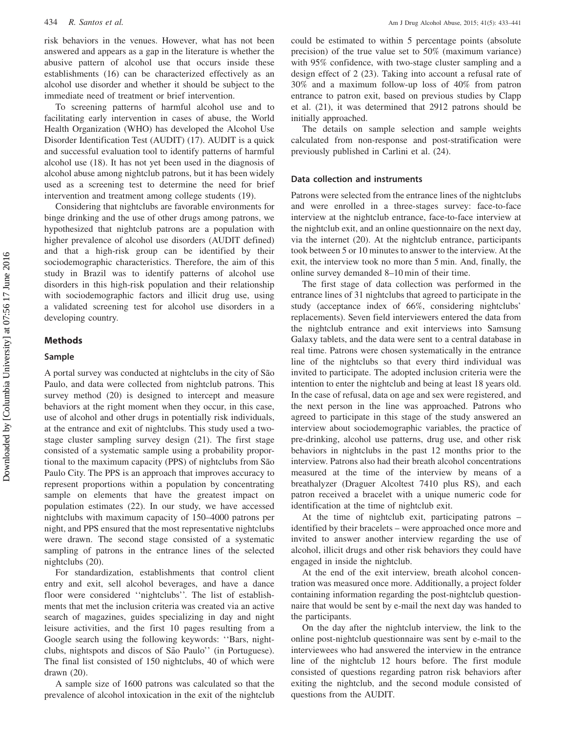risk behaviors in the venues. However, what has not been answered and appears as a gap in the literature is whether the abusive pattern of alcohol use that occurs inside these establishments (16) can be characterized effectively as an alcohol use disorder and whether it should be subject to the immediate need of treatment or brief intervention.

To screening patterns of harmful alcohol use and to facilitating early intervention in cases of abuse, the World Health Organization (WHO) has developed the Alcohol Use Disorder Identification Test (AUDIT) (17). AUDIT is a quick and successful evaluation tool to identify patterns of harmful alcohol use (18). It has not yet been used in the diagnosis of alcohol abuse among nightclub patrons, but it has been widely used as a screening test to determine the need for brief intervention and treatment among college students (19).

Considering that nightclubs are favorable environments for binge drinking and the use of other drugs among patrons, we hypothesized that nightclub patrons are a population with higher prevalence of alcohol use disorders (AUDIT defined) and that a high-risk group can be identified by their sociodemographic characteristics. Therefore, the aim of this study in Brazil was to identify patterns of alcohol use disorders in this high-risk population and their relationship with sociodemographic factors and illicit drug use, using a validated screening test for alcohol use disorders in a developing country.

## Methods

### Sample

A portal survey was conducted at nightclubs in the city of São Paulo, and data were collected from nightclub patrons. This survey method (20) is designed to intercept and measure behaviors at the right moment when they occur, in this case, use of alcohol and other drugs in potentially risk individuals, at the entrance and exit of nightclubs. This study used a two-stage cluster sampling survey design (21). The first stage consisted of a systematic sample using a probability proportional to the maximum capacity (PPS) of nightclubs from São Paulo City. The PPS is an approach that improves accuracy to represent proportions within a population by concentrating sample on elements that have the greatest impact on population estimates (22). In our study, we have accessed nightclubs with maximum capacity of 150–4000 patrons per night, and PPS ensured that the most representative nightclubs were drawn. The second stage consisted of a systematic sampling of patrons in the entrance lines of the selected nightclubs (20).

For standardization, establishments that control client entry and exit, sell alcohol beverages, and have a dance floor were considered ''nightclubs''. The list of establishments that met the inclusion criteria was created via an active search of magazines, guides specializing in day and night leisure activities, and the first 10 pages resulting from a Google search using the following keywords: ''Bars, nightclubs, nightspots and discos of São Paulo'' (in Portuguese). The final list consisted of 150 nightclubs, 40 of which were drawn (20).

A sample size of 1600 patrons was calculated so that the prevalence of alcohol intoxication in the exit of the nightclub could be estimated to within 5 percentage points (absolute precision) of the true value set to 50% (maximum variance) with 95% confidence, with two-stage cluster sampling and a design effect of 2 (23). Taking into account a refusal rate of 30% and a maximum follow-up loss of 40% from patron entrance to patron exit, based on previous studies by Clapp et al. (21), it was determined that 2912 patrons should be initially approached.

The details on sample selection and sample weights calculated from non-response and post-stratification were previously published in Carlini et al. (24).

### Data collection and instruments

Patrons were selected from the entrance lines of the nightclubs and were enrolled in a three-stages survey: face-to-face interview at the nightclub entrance, face-to-face interview at the nightclub exit, and an online questionnaire on the next day, via the internet (20). At the nightclub entrance, participants took between 5 or 10 minutes to answer to the interview. At the exit, the interview took no more than 5 min. And, finally, the online survey demanded 8–10 min of their time.

The first stage of data collection was performed in the entrance lines of 31 nightclubs that agreed to participate in the study (acceptance index of 66%, considering nightclubs' replacements). Seven field interviewers entered the data from the nightclub entrance and exit interviews into Samsung Galaxy tablets, and the data were sent to a central database in real time. Patrons were chosen systematically in the entrance line of the nightclubs so that every third individual was invited to participate. The adopted inclusion criteria were the intention to enter the nightclub and being at least 18 years old. In the case of refusal, data on age and sex were registered, and the next person in the line was approached. Patrons who agreed to participate in this stage of the study answered an interview about sociodemographic variables, the practice of pre-drinking, alcohol use patterns, drug use, and other risk behaviors in nightclubs in the past 12 months prior to the interview. Patrons also had their breath alcohol concentrations measured at the time of the interview by means of a breathalyzer (Draguer Alcoltest 7410 plus RS), and each patron received a bracelet with a unique numeric code for identification at the time of nightclub exit.

At the time of nightclub exit, participating patrons – identified by their bracelets – were approached once more and invited to answer another interview regarding the use of alcohol, illicit drugs and other risk behaviors they could have engaged in inside the nightclub.

At the end of the exit interview, breath alcohol concentration was measured once more. Additionally, a project folder containing information regarding the post-nightclub questionnaire that would be sent by e-mail the next day was handed to the participants.

On the day after the nightclub interview, the link to the online post-nightclub questionnaire was sent by e-mail to the interviewees who had answered the interview in the entrance line of the nightclub 12 hours before. The first module consisted of questions regarding patron risk behaviors after exiting the nightclub, and the second module consisted of questions from the AUDIT.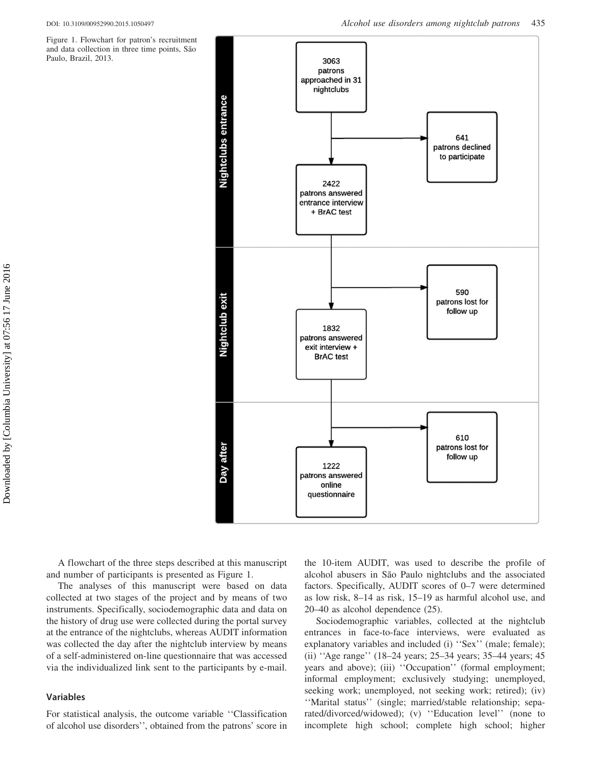Figure 1. Flowchart for patron's recruitment and data collection in three time points, São Paulo, Brazil, 2013.

A flowchart of the three steps described at this manuscript and number of participants is presented as Figure 1.

The analyses of this manuscript were based on data collected at two stages of the project and by means of two instruments. Specifically, sociodemographic data and data on the history of drug use were collected during the portal survey at the entrance of the nightclubs, whereas AUDIT information was collected the day after the nightclub interview by means of a self-administered on-line questionnaire that was accessed via the individualized link sent to the participants by e-mail.

## Variables

For statistical analysis, the outcome variable ''Classification of alcohol use disorders'', obtained from the patrons' score in the 10-item AUDIT, was used to describe the profile of alcohol abusers in São Paulo nightclubs and the associated factors. Specifically, AUDIT scores of 0–7 were determined as low risk, 8–14 as risk, 15–19 as harmful alcohol use, and 20–40 as alcohol dependence (25).

Sociodemographic variables, collected at the nightclub entrances in face-to-face interviews, were evaluated as explanatory variables and included (i) ''Sex'' (male; female); (ii) ''Age range'' (18–24 years; 25–34 years; 35–44 years; 45 years and above); (iii) ''Occupation'' (formal employment; informal employment; exclusively studying; unemployed, seeking work; unemployed, not seeking work; retired); (iv) ''Marital status'' (single; married/stable relationship; separated/divorced/widowed); (v) ''Education level'' (none to incomplete high school; complete high school; higher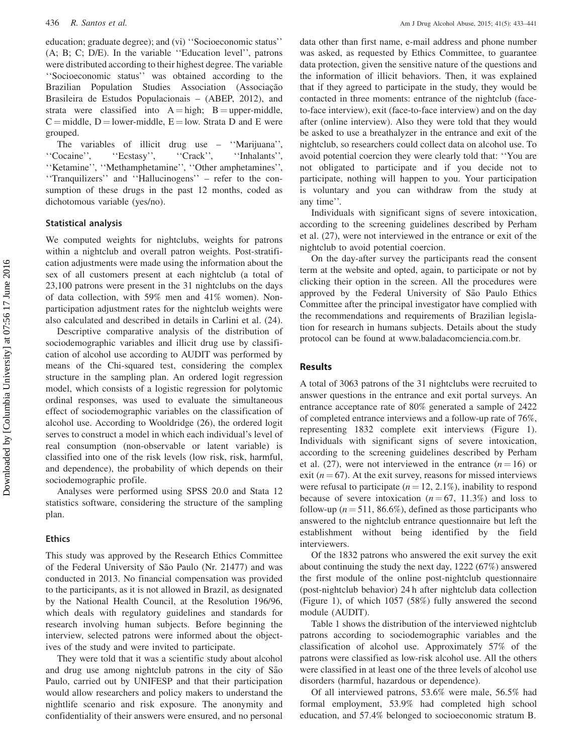education; graduate degree); and (vi) ''Socioeconomic status'' (A; B; C; D/E). In the variable ''Education level'', patrons were distributed according to their highest degree. The variable ''Socioeconomic status'' was obtained according to the Brazilian Population Studies Association (Associação Brasileira de Estudos Populacionais – (ABEP, 2012), and strata were classified into A = high; B = upper-middle, C = middle, D = lower-middle, E = low. Strata D and E were grouped.

The variables of illicit drug use – ''Marijuana'', ''Cocaine'', ''Ecstasy'', ''Crack'', ''Inhalants'', ''Ketamine'', ''Methamphetamine'', ''Other amphetamines'', ''Tranquilizers'' and ''Hallucinogens'' – refer to the consumption of these drugs in the past 12 months, coded as dichotomous variable (yes/no).

### Statistical analysis

We computed weights for nightclubs, weights for patrons within a nightclub and overall patron weights. Post-stratification adjustments were made using the information about the sex of all customers present at each nightclub (a total of 23,100 patrons were present in the 31 nightclubs on the days of data collection, with 59% men and 41% women). Non-participation adjustment rates for the nightclub weights were also calculated and described in details in Carlini et al. (24).

Descriptive comparative analysis of the distribution of sociodemographic variables and illicit drug use by classification of alcohol use according to AUDIT was performed by means of the Chi-squared test, considering the complex structure in the sampling plan. An ordered logit regression model, which consists of a logistic regression for polytomic ordinal responses, was used to evaluate the simultaneous effect of sociodemographic variables on the classification of alcohol use. According to Wooldridge (26), the ordered logit serves to construct a model in which each individual's level of real consumption (non-observable or latent variable) is classified into one of the risk levels (low risk, risk, harmful, and dependence), the probability of which depends on their sociodemographic profile.

Analyses were performed using SPSS 20.0 and Stata 12 statistics software, considering the structure of the sampling plan.

### Ethics

This study was approved by the Research Ethics Committee of the Federal University of São Paulo (Nr. 21477) and was conducted in 2013. No financial compensation was provided to the participants, as it is not allowed in Brazil, as designated by the National Health Council, at the Resolution 196/96, which deals with regulatory guidelines and standards for research involving human subjects. Before beginning the interview, selected patrons were informed about the objectives of the study and were invited to participate.

They were told that it was a scientific study about alcohol and drug use among nightclub patrons in the city of São Paulo, carried out by UNIFESP and that their participation would allow researchers and policy makers to understand the nightlife scenario and risk exposure. The anonymity and confidentiality of their answers were ensured, and no personal data other than first name, e-mail address and phone number was asked, as requested by Ethics Committee, to guarantee data protection, given the sensitive nature of the questions and the information of illicit behaviors. Then, it was explained that if they agreed to participate in the study, they would be contacted in three moments: entrance of the nightclub (face-to-face interview), exit (face-to-face interview) and on the day after (online interview). Also they were told that they would be asked to use a breathalyzer in the entrance and exit of the nightclub, so researchers could collect data on alcohol use. To avoid potential coercion they were clearly told that: ''You are not obligated to participate and if you decide not to participate, nothing will happen to you. Your participation is voluntary and you can withdraw from the study at any time''.

Individuals with significant signs of severe intoxication, according to the screening guidelines described by Perham et al. (27), were not interviewed in the entrance or exit of the nightclub to avoid potential coercion.

On the day-after survey the participants read the consent term at the website and opted, again, to participate or not by clicking their option in the screen. All the procedures were approved by the Federal University of São Paulo Ethics Committee after the principal investigator have complied with the recommendations and requirements of Brazilian legislation for research in humans subjects. Details about the study protocol can be found at www.baladacomciencia.com.br.

## Results

A total of 3063 patrons of the 31 nightclubs were recruited to answer questions in the entrance and exit portal surveys. An entrance acceptance rate of 80% generated a sample of 2422 of completed entrance interviews and a follow-up rate of 76%, representing 1832 complete exit interviews (Figure 1). Individuals with significant signs of severe intoxication, according to the screening guidelines described by Perham et al. (27), were not interviewed in the entrance ($n = 16$) or exit ($n = 67$). At the exit survey, reasons for missed interviews were refusal to participate ($n = 12$, 2.1%), inability to respond because of severe intoxication ($n = 67$, 11.3%) and loss to follow-up ($n = 511$, 86.6%), defined as those participants who answered to the nightclub entrance questionnaire but left the establishment without being identified by the field interviewers.

Of the 1832 patrons who answered the exit survey the exit about continuing the study the next day, 1222 (67%) answered the first module of the online post-nightclub questionnaire (post-nightclub behavior) 24 h after nightclub data collection (Figure 1), of which 1057 (58%) fully answered the second module (AUDIT).

Table 1 shows the distribution of the interviewed nightclub patrons according to sociodemographic variables and the classification of alcohol use. Approximately 57% of the patrons were classified as low-risk alcohol use. All the others were classified in at least one of the three levels of alcohol use disorders (harmful, hazardous or dependence).

Of all interviewed patrons, 53.6% were male, 56.5% had formal employment, 53.9% had completed high school education, and 57.4% belonged to socioeconomic stratum B.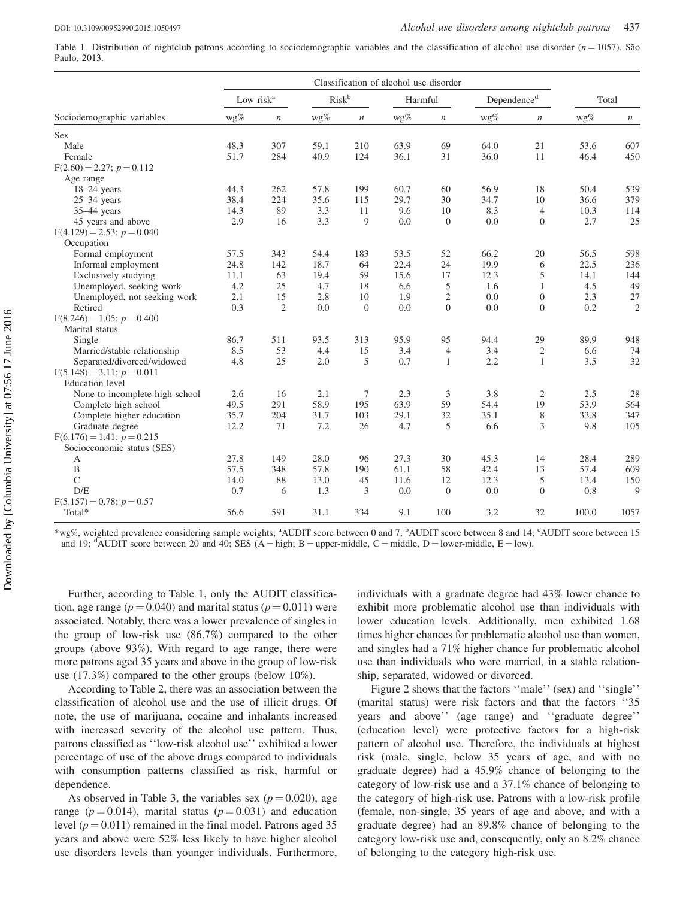Table 1. Distribution of nightclub patrons according to sociodemographic variables and the classification of alcohol use disorder ($n = 1057$). São Paulo, 2013.

| | Classification of alcohol use disorder | | | | | | | | | |
|---|---|---|---|---|---|---|---|---|---|---|
| | Low risk[a] | | Risk[b] | | Harmful | | Dependence[d] | | Total | |
| Sociodemographic variables | wg% | $n$ | wg% | $n$ | wg% | $n$ | wg% | $n$ | wg% | $n$ |
| Sex | | | | | | | | | | |
| Male | 48.3 | 307 | 59.1 | 210 | 63.9 | 69 | 64.0 | 21 | 53.6 | 607 |
| Female | 51.7 | 284 | 40.9 | 124 | 36.1 | 31 | 36.0 | 11 | 46.4 | 450 |
| $F(2.60) = 2.27$; $p = 0.112$ | | | | | | | | | | |
| Age range | | | | | | | | | | |
| 18–24 years | 44.3 | 262 | 57.8 | 199 | 60.7 | 60 | 56.9 | 18 | 50.4 | 539 |
| 25–34 years | 38.4 | 224 | 35.6 | 115 | 29.7 | 30 | 34.7 | 10 | 36.6 | 379 |
| 35–44 years | 14.3 | 89 | 3.3 | 11 | 9.6 | 10 | 8.3 | 4 | 10.3 | 114 |
| 45 years and above | 2.9 | 16 | 3.3 | 9 | 0.0 | 0 | 0.0 | 0 | 2.7 | 25 |
| $F(4.129) = 2.53$; $p = 0.040$ | | | | | | | | | | |
| Occupation | | | | | | | | | | |
| Formal employment | 57.5 | 343 | 54.4 | 183 | 53.5 | 52 | 66.2 | 20 | 56.5 | 598 |
| Informal employment | 24.8 | 142 | 18.7 | 64 | 22.4 | 24 | 19.9 | 6 | 22.5 | 236 |
| Exclusively studying | 11.1 | 63 | 19.4 | 59 | 15.6 | 17 | 12.3 | 5 | 14.1 | 144 |
| Unemployed, seeking work | 4.2 | 25 | 4.7 | 18 | 6.6 | 5 | 1.6 | 1 | 4.5 | 49 |
| Unemployed, not seeking work | 2.1 | 15 | 2.8 | 10 | 1.9 | 2 | 0.0 | 0 | 2.3 | 27 |
| Retired | 0.3 | 2 | 0.0 | 0 | 0.0 | 0 | 0.0 | 0 | 0.2 | 2 |
| $F(8.246) = 1.05$; $p = 0.400$ | | | | | | | | | | |
| Marital status | | | | | | | | | | |
| Single | 86.7 | 511 | 93.5 | 313 | 95.9 | 95 | 94.4 | 29 | 89.9 | 948 |
| Married/stable relationship | 8.5 | 53 | 4.4 | 15 | 3.4 | 4 | 3.4 | 2 | 6.6 | 74 |
| Separated/divorced/widowed | 4.8 | 25 | 2.0 | 5 | 0.7 | 1 | 2.2 | 1 | 3.5 | 32 |
| $F(5.148) = 3.11$; $p = 0.011$ | | | | | | | | | | |
| Education level | | | | | | | | | | |
| None to incomplete high school | 2.6 | 16 | 2.1 | 7 | 2.3 | 3 | 3.8 | 2 | 2.5 | 28 |
| Complete high school | 49.5 | 291 | 58.9 | 195 | 63.9 | 59 | 54.4 | 19 | 53.9 | 564 |
| Complete higher education | 35.7 | 204 | 31.7 | 103 | 29.1 | 32 | 35.1 | 8 | 33.8 | 347 |
| Graduate degree | 12.2 | 71 | 7.2 | 26 | 4.7 | 5 | 6.6 | 3 | 9.8 | 105 |
| $F(6.176) = 1.41$; $p = 0.215$ | | | | | | | | | | |
| Socioeconomic status (SES) | | | | | | | | | | |
| A | 27.8 | 149 | 28.0 | 96 | 27.3 | 30 | 45.3 | 14 | 28.4 | 289 |
| B | 57.5 | 348 | 57.8 | 190 | 61.1 | 58 | 42.4 | 13 | 57.4 | 609 |
| C | 14.0 | 88 | 13.0 | 45 | 11.6 | 12 | 12.3 | 5 | 13.4 | 150 |
| D/E | 0.7 | 6 | 1.3 | 3 | 0.0 | 0 | 0.0 | 0 | 0.8 | 9 |
| $F(5.157) = 0.78$; $p = 0.57$ | | | | | | | | | | |
| Total* | 56.6 | 591 | 31.1 | 334 | 9.1 | 100 | 3.2 | 32 | 100.0 | 1057 |

*wg%, weighted prevalence considering sample weights; [a]AUDIT score between 0 and 7; [b]AUDIT score between 8 and 14; [c]AUDIT score between 15 and 19; [d]AUDIT score between 20 and 40; SES (A = high; B = upper-middle, C = middle, D = lower-middle, E = low).

Further, according to Table 1, only the AUDIT classification, age range ($p = 0.040$) and marital status ($p = 0.011$) were associated. Notably, there was a lower prevalence of singles in the group of low-risk use (86.7%) compared to the other groups (above 93%). With regard to age range, there were more patrons aged 35 years and above in the group of low-risk use (17.3%) compared to the other groups (below 10%).

According to Table 2, there was an association between the classification of alcohol use and the use of illicit drugs. Of note, the use of marijuana, cocaine and inhalants increased with increased severity of the alcohol use pattern. Thus, patrons classified as ''low-risk alcohol use'' exhibited a lower percentage of use of the above drugs compared to individuals with consumption patterns classified as risk, harmful or dependence.

As observed in Table 3, the variables sex ($p = 0.020$), age range ($p = 0.014$), marital status ($p = 0.031$) and education level ($p = 0.011$) remained in the final model. Patrons aged 35 years and above were 52% less likely to have higher alcohol use disorders levels than younger individuals. Furthermore, individuals with a graduate degree had 43% lower chance to exhibit more problematic alcohol use than individuals with lower education levels. Additionally, men exhibited 1.68 times higher chances for problematic alcohol use than women, and singles had a 71% higher chance for problematic alcohol use than individuals who were married, in a stable relationship, separated, widowed or divorced.

Figure 2 shows that the factors ''male'' (sex) and ''single'' (marital status) were risk factors and that the factors ''35 years and above'' (age range) and ''graduate degree'' (education level) were protective factors for a high-risk pattern of alcohol use. Therefore, the individuals at highest risk (male, single, below 35 years of age, and with no graduate degree) had a 45.9% chance of belonging to the category of low-risk use and a 37.1% chance of belonging to the category of high-risk use. Patrons with a low-risk profile (female, non-single, 35 years of age and above, and with a graduate degree) had an 89.8% chance of belonging to the category low-risk use and, consequently, only an 8.2% chance of belonging to the category high-risk use.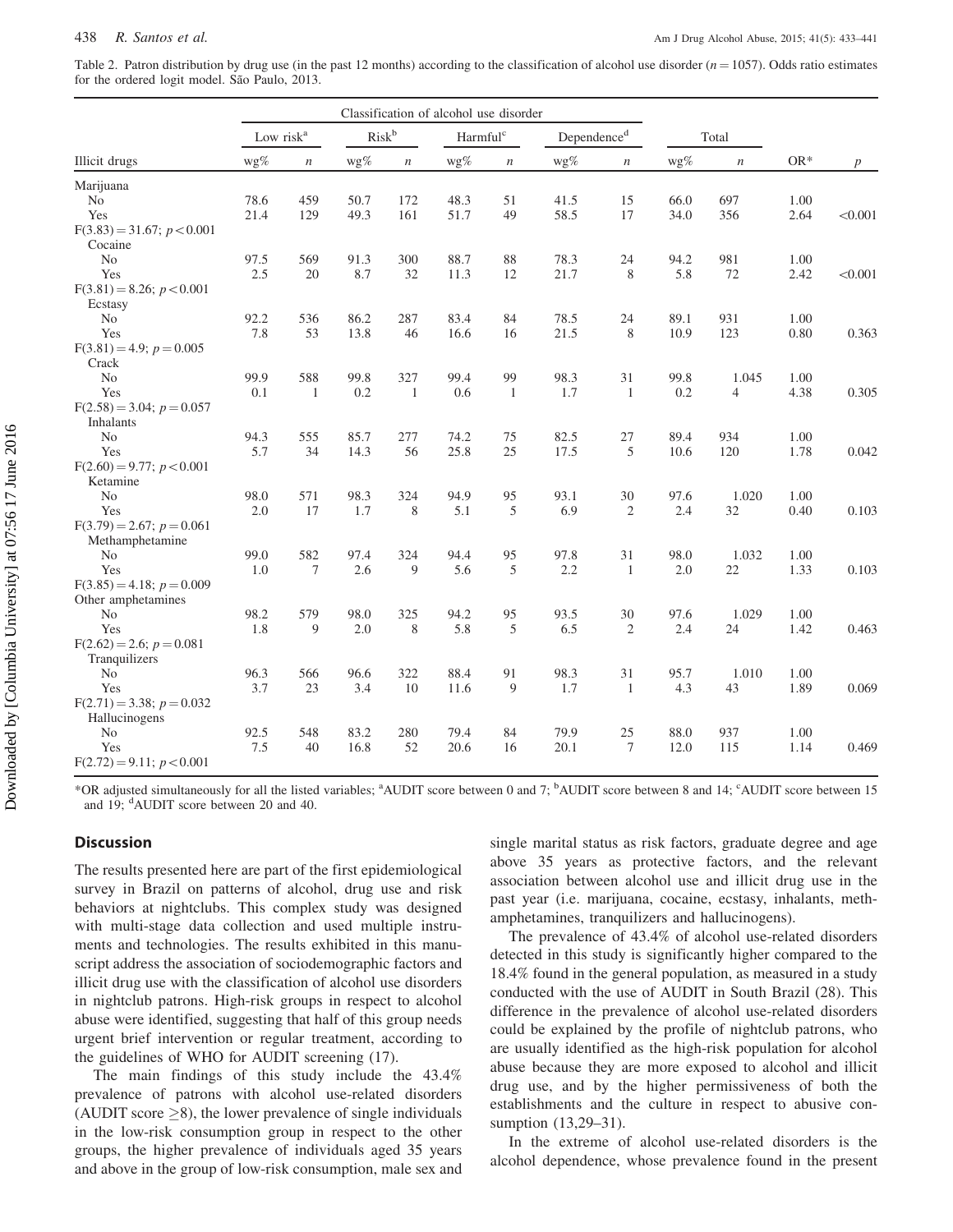Table 2. Patron distribution by drug use (in the past 12 months) according to the classification of alcohol use disorder ($n = 1057$). Odds ratio estimates for the ordered logit model. São Paulo, 2013.

| | Classification of alcohol use disorder | | | | | | | | | | | |
|---|---|---|---|---|---|---|---|---|---|---|---|---|
| | Low risk[a] | | Risk[b] | | Harmful[c] | | Dependence[d] | | Total | | | |
| Illicit drugs | wg% | n | wg% | n | wg% | n | wg% | n | wg% | n | OR* | p |
| Marijuana | | | | | | | | | | | | |
| No | 78.6 | 459 | 50.7 | 172 | 48.3 | 51 | 41.5 | 15 | 66.0 | 697 | 1.00 | |
| Yes | 21.4 | 129 | 49.3 | 161 | 51.7 | 49 | 58.5 | 17 | 34.0 | 356 | 2.64 | <0.001 |
| $F(3.83) = 31.67$; $p < 0.001$ | | | | | | | | | | | | |
| Cocaine | | | | | | | | | | | | |
| No | 97.5 | 569 | 91.3 | 300 | 88.7 | 88 | 78.3 | 24 | 94.2 | 981 | 1.00 | |
| Yes | 2.5 | 20 | 8.7 | 32 | 11.3 | 12 | 21.7 | 8 | 5.8 | 72 | 2.42 | <0.001 |
| $F(3.81) = 8.26$; $p < 0.001$ | | | | | | | | | | | | |
| Ecstasy | | | | | | | | | | | | |
| No | 92.2 | 536 | 86.2 | 287 | 83.4 | 84 | 78.5 | 24 | 89.1 | 931 | 1.00 | |
| Yes | 7.8 | 53 | 13.8 | 46 | 16.6 | 16 | 21.5 | 8 | 10.9 | 123 | 0.80 | 0.363 |
| $F(3.81) = 4.9$; $p = 0.005$ | | | | | | | | | | | | |
| Crack | | | | | | | | | | | | |
| No | 99.9 | 588 | 99.8 | 327 | 99.4 | 99 | 98.3 | 31 | 99.8 | 1.045 | 1.00 | |
| Yes | 0.1 | 1 | 0.2 | 1 | 0.6 | 1 | 1.7 | 1 | 0.2 | 4 | 4.38 | 0.305 |
| $F(2.58) = 3.04$; $p = 0.057$ | | | | | | | | | | | | |
| Inhalants | | | | | | | | | | | | |
| No | 94.3 | 555 | 85.7 | 277 | 74.2 | 75 | 82.5 | 27 | 89.4 | 934 | 1.00 | |
| Yes | 5.7 | 34 | 14.3 | 56 | 25.8 | 25 | 17.5 | 5 | 10.6 | 120 | 1.78 | 0.042 |
| $F(2.60) = 9.77$; $p < 0.001$ | | | | | | | | | | | | |
| Ketamine | | | | | | | | | | | | |
| No | 98.0 | 571 | 98.3 | 324 | 94.9 | 95 | 93.1 | 30 | 97.6 | 1.020 | 1.00 | |
| Yes | 2.0 | 17 | 1.7 | 8 | 5.1 | 5 | 6.9 | 2 | 2.4 | 32 | 0.40 | 0.103 |
| $F(3.79) = 2.67$; $p = 0.061$ | | | | | | | | | | | | |
| Methamphetamine | | | | | | | | | | | | |
| No | 99.0 | 582 | 97.4 | 324 | 94.4 | 95 | 97.8 | 31 | 98.0 | 1.032 | 1.00 | |
| Yes | 1.0 | 7 | 2.6 | 9 | 5.6 | 5 | 2.2 | 1 | 2.0 | 22 | 1.33 | 0.103 |
| $F(3.85) = 4.18$; $p = 0.009$ | | | | | | | | | | | | |
| Other amphetamines | | | | | | | | | | | | |
| No | 98.2 | 579 | 98.0 | 325 | 94.2 | 95 | 93.5 | 30 | 97.6 | 1.029 | 1.00 | |
| Yes | 1.8 | 9 | 2.0 | 8 | 5.8 | 5 | 6.5 | 2 | 2.4 | 24 | 1.42 | 0.463 |
| $F(2.62) = 2.6$; $p = 0.081$ | | | | | | | | | | | | |
| Tranquilizers | | | | | | | | | | | | |
| No | 96.3 | 566 | 96.6 | 322 | 88.4 | 91 | 98.3 | 31 | 95.7 | 1.010 | 1.00 | |
| Yes | 3.7 | 23 | 3.4 | 10 | 11.6 | 9 | 1.7 | 1 | 4.3 | 43 | 1.89 | 0.069 |
| $F(2.71) = 3.38$; $p = 0.032$ | | | | | | | | | | | | |
| Hallucinogens | | | | | | | | | | | | |
| No | 92.5 | 548 | 83.2 | 280 | 79.4 | 84 | 79.9 | 25 | 88.0 | 937 | 1.00 | |
| Yes | 7.5 | 40 | 16.8 | 52 | 20.6 | 16 | 20.1 | 7 | 12.0 | 115 | 1.14 | 0.469 |
| $F(2.72) = 9.11$; $p < 0.001$ | | | | | | | | | | | | |

*OR adjusted simultaneously for all the listed variables; [a]AUDIT score between 0 and 7; [b]AUDIT score between 8 and 14; [c]AUDIT score between 15 and 19; [d]AUDIT score between 20 and 40.

## Discussion

The results presented here are part of the first epidemiological survey in Brazil on patterns of alcohol, drug use and risk behaviors at nightclubs. This complex study was designed with multi-stage data collection and used multiple instruments and technologies. The results exhibited in this manuscript address the association of sociodemographic factors and illicit drug use with the classification of alcohol use disorders in nightclub patrons. High-risk groups in respect to alcohol abuse were identified, suggesting that half of this group needs urgent brief intervention or regular treatment, according to the guidelines of WHO for AUDIT screening (17).

The main findings of this study include the 43.4% prevalence of patrons with alcohol use-related disorders (AUDIT score $\geq$8), the lower prevalence of single individuals in the low-risk consumption group in respect to the other groups, the higher prevalence of individuals aged 35 years and above in the group of low-risk consumption, male sex and single marital status as risk factors, graduate degree and age above 35 years as protective factors, and the relevant association between alcohol use and illicit drug use in the past year (i.e. marijuana, cocaine, ecstasy, inhalants, methamphetamines, tranquilizers and hallucinogens).

The prevalence of 43.4% of alcohol use-related disorders detected in this study is significantly higher compared to the 18.4% found in the general population, as measured in a study conducted with the use of AUDIT in South Brazil (28). This difference in the prevalence of alcohol use-related disorders could be explained by the profile of nightclub patrons, who are usually identified as the high-risk population for alcohol abuse because they are more exposed to alcohol and illicit drug use, and by the higher permissiveness of both the establishments and the culture in respect to abusive consumption (13,29–31).

In the extreme of alcohol use-related disorders is the alcohol dependence, whose prevalence found in the present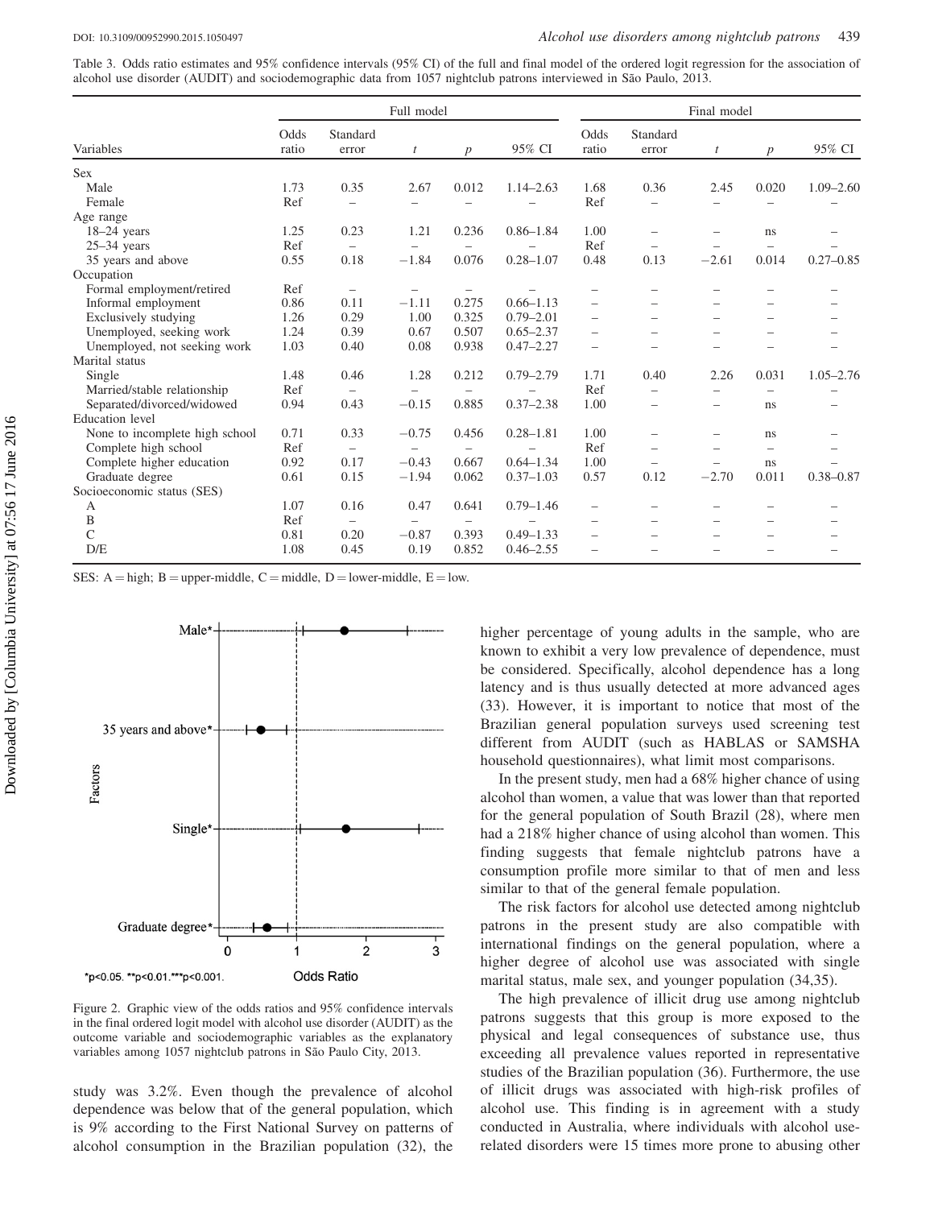Table 3. Odds ratio estimates and 95% confidence intervals (95% CI) of the full and final model of the ordered logit regression for the association of alcohol use disorder (AUDIT) and sociodemographic data from 1057 nightclub patrons interviewed in São Paulo, 2013.

| | Full model | | | | | Final model | | | | |
|---|---|---|---|---|---|---|---|---|---|---|
| Variables | Odds ratio | Standard error | $t$ | $p$ | 95% CI | Odds ratio | Standard error | $t$ | $p$ | 95% CI |
| Sex | | | | | | | | | | |
| Male | 1.73 | 0.35 | 2.67 | 0.012 | 1.14–2.63 | 1.68 | 0.36 | 2.45 | 0.020 | 1.09–2.60 |
| Female | Ref | – | – | – | – | Ref | – | – | – | – |
| Age range | | | | | | | | | | |
| 18–24 years | 1.25 | 0.23 | 1.21 | 0.236 | 0.86–1.84 | 1.00 | – | – | ns | – |
| 25–34 years | Ref | – | – | – | – | Ref | – | – | – | – |
| 35 years and above | 0.55 | 0.18 | −1.84 | 0.076 | 0.28–1.07 | 0.48 | 0.13 | −2.61 | 0.014 | 0.27–0.85 |
| Occupation | | | | | | | | | | |
| Formal employment/retired | Ref | – | – | – | – | – | – | – | – | – |
| Informal employment | 0.86 | 0.11 | −1.11 | 0.275 | 0.66–1.13 | – | – | – | – | – |
| Exclusively studying | 1.26 | 0.29 | 1.00 | 0.325 | 0.79–2.01 | – | – | – | – | – |
| Unemployed, seeking work | 1.24 | 0.39 | 0.67 | 0.507 | 0.65–2.37 | – | – | – | – | – |
| Unemployed, not seeking work | 1.03 | 0.40 | 0.08 | 0.938 | 0.47–2.27 | – | – | – | – | – |
| Marital status | | | | | | | | | | |
| Single | 1.48 | 0.46 | 1.28 | 0.212 | 0.79–2.79 | 1.71 | 0.40 | 2.26 | 0.031 | 1.05–2.76 |
| Married/stable relationship | Ref | – | – | – | – | Ref | – | – | – | – |
| Separated/divorced/widowed | 0.94 | 0.43 | −0.15 | 0.885 | 0.37–2.38 | 1.00 | – | – | ns | – |
| Education level | | | | | | | | | | |
| None to incomplete high school | 0.71 | 0.33 | −0.75 | 0.456 | 0.28–1.81 | 1.00 | – | – | ns | – |
| Complete high school | Ref | – | – | – | – | Ref | – | – | – | – |
| Complete higher education | 0.92 | 0.17 | −0.43 | 0.667 | 0.64–1.34 | 1.00 | – | – | ns | – |
| Graduate degree | 0.61 | 0.15 | −1.94 | 0.062 | 0.37–1.03 | 0.57 | 0.12 | −2.70 | 0.011 | 0.38–0.87 |
| Socioeconomic status (SES) | | | | | | | | | | |
| A | 1.07 | 0.16 | 0.47 | 0.641 | 0.79–1.46 | – | – | – | – | – |
| B | Ref | – | – | – | – | – | – | – | – | – |
| C | 0.81 | 0.20 | −0.87 | 0.393 | 0.49–1.33 | – | – | – | – | – |
| D/E | 1.08 | 0.45 | 0.19 | 0.852 | 0.46–2.55 | – | – | – | – | – |

SES: A = high; B = upper-middle, C = middle, D = lower-middle, E = low.

Figure 2. Graphic view of the odds ratios and 95% confidence intervals in the final ordered logit model with alcohol use disorder (AUDIT) as the outcome variable and sociodemographic variables as the explanatory variables among 1057 nightclub patrons in São Paulo City, 2013.

study was 3.2%. Even though the prevalence of alcohol dependence was below that of the general population, which is 9% according to the First National Survey on patterns of alcohol consumption in the Brazilian population (32), the higher percentage of young adults in the sample, who are known to exhibit a very low prevalence of dependence, must be considered. Specifically, alcohol dependence has a long latency and is thus usually detected at more advanced ages (33). However, it is important to notice that most of the Brazilian general population surveys used screening test different from AUDIT (such as HABLAS or SAMSHA household questionnaires), what limit most comparisons.

In the present study, men had a 68% higher chance of using alcohol than women, a value that was lower than that reported for the general population of South Brazil (28), where men had a 218% higher chance of using alcohol than women. This finding suggests that female nightclub patrons have a consumption profile more similar to that of men and less similar to that of the general female population.

The risk factors for alcohol use detected among nightclub patrons in the present study are also compatible with international findings on the general population, where a higher degree of alcohol use was associated with single marital status, male sex, and younger population (34,35).

The high prevalence of illicit drug use among nightclub patrons suggests that this group is more exposed to the physical and legal consequences of substance use, thus exceeding all prevalence values reported in representative studies of the Brazilian population (36). Furthermore, the use of illicit drugs was associated with high-risk profiles of alcohol use. This finding is in agreement with a study conducted in Australia, where individuals with alcohol use-related disorders were 15 times more prone to abusing other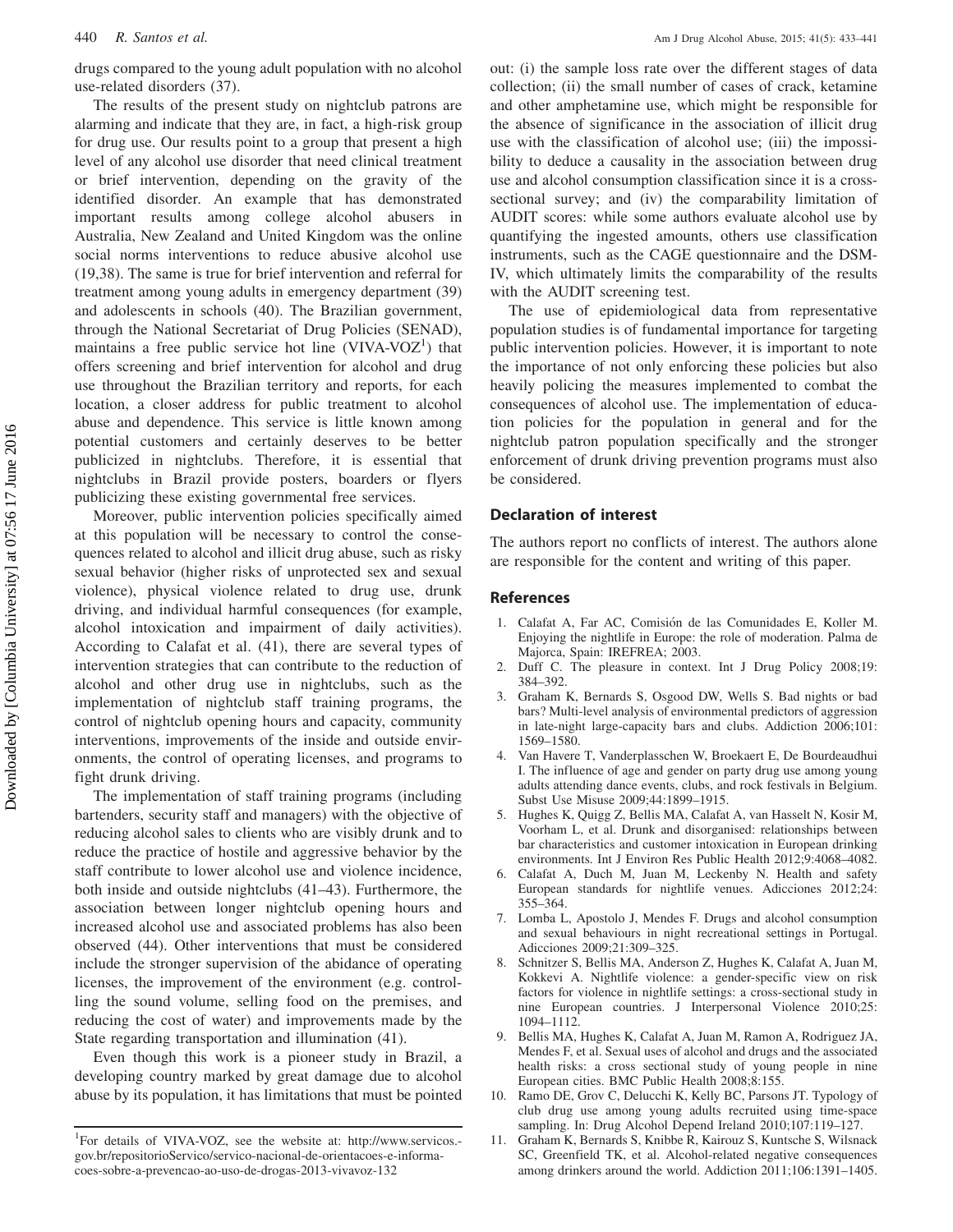drugs compared to the young adult population with no alcohol use-related disorders (37).

The results of the present study on nightclub patrons are alarming and indicate that they are, in fact, a high-risk group for drug use. Our results point to a group that present a high level of any alcohol use disorder that need clinical treatment or brief intervention, depending on the gravity of the identified disorder. An example that has demonstrated important results among college alcohol abusers in Australia, New Zealand and United Kingdom was the online social norms interventions to reduce abusive alcohol use (19,38). The same is true for brief intervention and referral for treatment among young adults in emergency department (39) and adolescents in schools (40). The Brazilian government, through the National Secretariat of Drug Policies (SENAD), maintains a free public service hot line (VIVA-VOZ[1]) that offers screening and brief intervention for alcohol and drug use throughout the Brazilian territory and reports, for each location, a closer address for public treatment to alcohol abuse and dependence. This service is little known among potential customers and certainly deserves to be better publicized in nightclubs. Therefore, it is essential that nightclubs in Brazil provide posters, boarders or flyers publicizing these existing governmental free services.

Moreover, public intervention policies specifically aimed at this population will be necessary to control the consequences related to alcohol and illicit drug abuse, such as risky sexual behavior (higher risks of unprotected sex and sexual violence), physical violence related to drug use, drunk driving, and individual harmful consequences (for example, alcohol intoxication and impairment of daily activities). According to Calafat et al. (41), there are several types of intervention strategies that can contribute to the reduction of alcohol and other drug use in nightclubs, such as the implementation of nightclub staff training programs, the control of nightclub opening hours and capacity, community interventions, improvements of the inside and outside environments, the control of operating licenses, and programs to fight drunk driving.

The implementation of staff training programs (including bartenders, security staff and managers) with the objective of reducing alcohol sales to clients who are visibly drunk and to reduce the practice of hostile and aggressive behavior by the staff contribute to lower alcohol use and violence incidence, both inside and outside nightclubs (41–43). Furthermore, the association between longer nightclub opening hours and increased alcohol use and associated problems has also been observed (44). Other interventions that must be considered include the stronger supervision of the abidance of operating licenses, the improvement of the environment (e.g. controlling the sound volume, selling food on the premises, and reducing the cost of water) and improvements made by the State regarding transportation and illumination (41).

Even though this work is a pioneer study in Brazil, a developing country marked by great damage due to alcohol abuse by its population, it has limitations that must be pointed out: (i) the sample loss rate over the different stages of data collection; (ii) the small number of cases of crack, ketamine and other amphetamine use, which might be responsible for the absence of significance in the association of illicit drug use with the classification of alcohol use; (iii) the impossibility to deduce a causality in the association between drug use and alcohol consumption classification since it is a cross-sectional survey; and (iv) the comparability limitation of AUDIT scores: while some authors evaluate alcohol use by quantifying the ingested amounts, others use classification instruments, such as the CAGE questionnaire and the DSM-IV, which ultimately limits the comparability of the results with the AUDIT screening test.

The use of epidemiological data from representative population studies is of fundamental importance for targeting public intervention policies. However, it is important to note the importance of not only enforcing these policies but also heavily policing the measures implemented to combat the consequences of alcohol use. The implementation of education policies for the population in general and for the nightclub patron population specifically and the stronger enforcement of drunk driving prevention programs must also be considered.

## Declaration of interest

The authors report no conflicts of interest. The authors alone are responsible for the content and writing of this paper.

## References

1. Calafat A, Far AC, Comisión de las Comunidades E, Koller M. Enjoying the nightlife in Europe: the role of moderation. Palma de Majorca, Spain: IREFREA; 2003.
2. Duff C. The pleasure in context. Int J Drug Policy 2008;19: 384–392.
3. Graham K, Bernards S, Osgood DW, Wells S. Bad nights or bad bars? Multi-level analysis of environmental predictors of aggression in late-night large-capacity bars and clubs. Addiction 2006;101: 1569–1580.
4. Van Havere T, Vanderplasschen W, Broekaert E, De Bourdeaudhui I. The influence of age and gender on party drug use among young adults attending dance events, clubs, and rock festivals in Belgium. Subst Use Misuse 2009;44:1899–1915.
5. Hughes K, Quigg Z, Bellis MA, Calafat A, van Hasselt N, Kosir M, Voorham L, et al. Drunk and disorganised: relationships between bar characteristics and customer intoxication in European drinking environments. Int J Environ Res Public Health 2012;9:4068–4082.
6. Calafat A, Duch M, Juan M, Leckenby N. Health and safety European standards for nightlife venues. Adicciones 2012;24: 355–364.
7. Lomba L, Apostolo J, Mendes F. Drugs and alcohol consumption and sexual behaviours in night recreational settings in Portugal. Adicciones 2009;21:309–325.
8. Schnitzer S, Bellis MA, Anderson Z, Hughes K, Calafat A, Juan M, Kokkevi A. Nightlife violence: a gender-specific view on risk factors for violence in nightlife settings: a cross-sectional study in nine European countries. J Interpersonal Violence 2010;25: 1094–1112.
9. Bellis MA, Hughes K, Calafat A, Juan M, Ramon A, Rodriguez JA, Mendes F, et al. Sexual uses of alcohol and drugs and the associated health risks: a cross sectional study of young people in nine European cities. BMC Public Health 2008;8:155.
10. Ramo DE, Grov C, Delucchi K, Kelly BC, Parsons JT. Typology of club drug use among young adults recruited using time-space sampling. In: Drug Alcohol Depend Ireland 2010;107:119–127.
11. Graham K, Bernards S, Knibbe R, Kairouz S, Kuntsche S, Wilsnack SC, Greenfield TK, et al. Alcohol-related negative consequences among drinkers around the world. Addiction 2011;106:1391–1405.

[1]For details of VIVA-VOZ, see the website at: http://www.servicos.gov.br/repositorioServico/servico-nacional-de-orientacoes-e-informacoes-sobre-a-prevencao-ao-uso-de-drogas-2013-vivavoz-132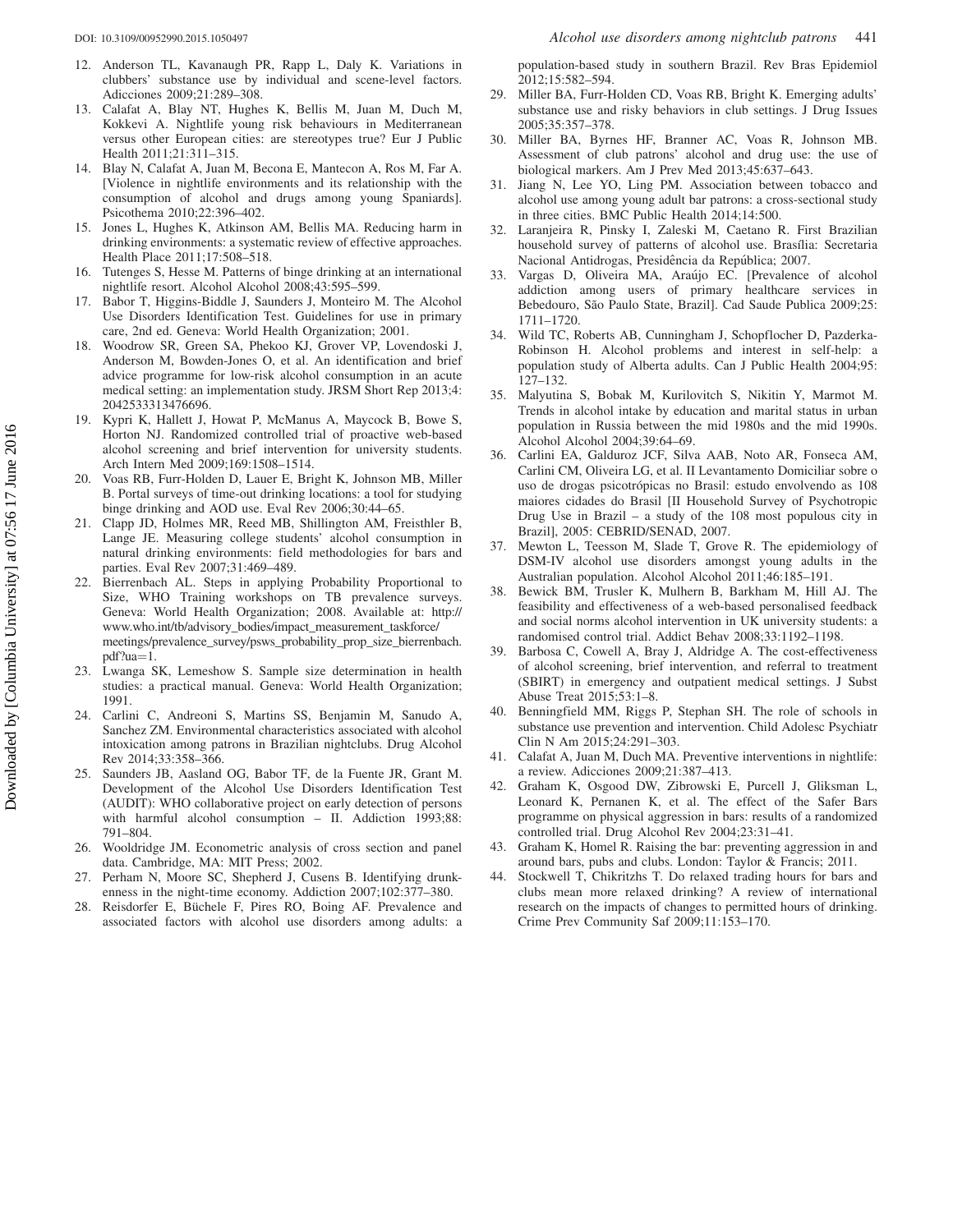12. Anderson TL, Kavanaugh PR, Rapp L, Daly K. Variations in clubbers' substance use by individual and scene-level factors. Adicciones 2009;21:289–308.
13. Calafat A, Blay NT, Hughes K, Bellis M, Juan M, Duch M, Kokkevi A. Nightlife young risk behaviours in Mediterranean versus other European cities: are stereotypes true? Eur J Public Health 2011;21:311–315.
14. Blay N, Calafat A, Juan M, Becona E, Mantecon A, Ros M, Far A. [Violence in nightlife environments and its relationship with the consumption of alcohol and drugs among young Spaniards]. Psicothema 2010;22:396–402.
15. Jones L, Hughes K, Atkinson AM, Bellis MA. Reducing harm in drinking environments: a systematic review of effective approaches. Health Place 2011;17:508–518.
16. Tutenges S, Hesse M. Patterns of binge drinking at an international nightlife resort. Alcohol Alcohol 2008;43:595–599.
17. Babor T, Higgins-Biddle J, Saunders J, Monteiro M. The Alcohol Use Disorders Identification Test. Guidelines for use in primary care, 2nd ed. Geneva: World Health Organization; 2001.
18. Woodrow SR, Green SA, Phekoo KJ, Grover VP, Lovendoski J, Anderson M, Bowden-Jones O, et al. An identification and brief advice programme for low-risk alcohol consumption in an acute medical setting: an implementation study. JRSM Short Rep 2013;4: 2042533313476696.
19. Kypri K, Hallett J, Howat P, McManus A, Maycock B, Bowe S, Horton NJ. Randomized controlled trial of proactive web-based alcohol screening and brief intervention for university students. Arch Intern Med 2009;169:1508–1514.
20. Voas RB, Furr-Holden D, Lauer E, Bright K, Johnson MB, Miller B. Portal surveys of time-out drinking locations: a tool for studying binge drinking and AOD use. Eval Rev 2006;30:44–65.
21. Clapp JD, Holmes MR, Reed MB, Shillington AM, Freisthler B, Lange JE. Measuring college students' alcohol consumption in natural drinking environments: field methodologies for bars and parties. Eval Rev 2007;31:469–489.
22. Bierrenbach AL. Steps in applying Probability Proportional to Size, WHO Training workshops on TB prevalence surveys. Geneva: World Health Organization; 2008. Available at: http://www.who.int/tb/advisory_bodies/impact_measurement_taskforce/meetings/prevalence_survey/psws_probability_prop_size_bierrenbach.pdf?ua=1.
23. Lwanga SK, Lemeshow S. Sample size determination in health studies: a practical manual. Geneva: World Health Organization; 1991.
24. Carlini C, Andreoni S, Martins SS, Benjamin M, Sanudo A, Sanchez ZM. Environmental characteristics associated with alcohol intoxication among patrons in Brazilian nightclubs. Drug Alcohol Rev 2014;33:358–366.
25. Saunders JB, Aasland OG, Babor TF, de la Fuente JR, Grant M. Development of the Alcohol Use Disorders Identification Test (AUDIT): WHO collaborative project on early detection of persons with harmful alcohol consumption – II. Addiction 1993;88: 791–804.
26. Wooldridge JM. Econometric analysis of cross section and panel data. Cambridge, MA: MIT Press; 2002.
27. Perham N, Moore SC, Shepherd J, Cusens B. Identifying drunkenness in the night-time economy. Addiction 2007;102:377–380.
28. Reisdorfer E, Büchele F, Pires RO, Boing AF. Prevalence and associated factors with alcohol use disorders among adults: a population-based study in southern Brazil. Rev Bras Epidemiol 2012;15:582–594.
29. Miller BA, Furr-Holden CD, Voas RB, Bright K. Emerging adults' substance use and risky behaviors in club settings. J Drug Issues 2005;35:357–378.
30. Miller BA, Byrnes HF, Branner AC, Voas R, Johnson MB. Assessment of club patrons' alcohol and drug use: the use of biological markers. Am J Prev Med 2013;45:637–643.
31. Jiang N, Lee YO, Ling PM. Association between tobacco and alcohol use among young adult bar patrons: a cross-sectional study in three cities. BMC Public Health 2014;14:500.
32. Laranjeira R, Pinsky I, Zaleski M, Caetano R. First Brazilian household survey of patterns of alcohol use. Brasília: Secretaria Nacional Antidrogas, Presidência da República; 2007.
33. Vargas D, Oliveira MA, Araújo EC. [Prevalence of alcohol addiction among users of primary healthcare services in Bebedouro, São Paulo State, Brazil]. Cad Saude Publica 2009;25: 1711–1720.
34. Wild TC, Roberts AB, Cunningham J, Schopflocher D, Pazderka-Robinson H. Alcohol problems and interest in self-help: a population study of Alberta adults. Can J Public Health 2004;95: 127–132.
35. Malyutina S, Bobak M, Kurilovitch S, Nikitin Y, Marmot M. Trends in alcohol intake by education and marital status in urban population in Russia between the mid 1980s and the mid 1990s. Alcohol Alcohol 2004;39:64–69.
36. Carlini EA, Galduroz JCF, Silva AAB, Noto AR, Fonseca AM, Carlini CM, Oliveira LG, et al. II Levantamento Domiciliar sobre o uso de drogas psicotrópicas no Brasil: estudo envolvendo as 108 maiores cidades do Brasil [II Household Survey of Psychotropic Drug Use in Brazil – a study of the 108 most populous city in Brazil], 2005: CEBRID/SENAD, 2007.
37. Mewton L, Teesson M, Slade T, Grove R. The epidemiology of DSM-IV alcohol use disorders amongst young adults in the Australian population. Alcohol Alcohol 2011;46:185–191.
38. Bewick BM, Trusler K, Mulhern B, Barkham M, Hill AJ. The feasibility and effectiveness of a web-based personalised feedback and social norms alcohol intervention in UK university students: a randomised control trial. Addict Behav 2008;33:1192–1198.
39. Barbosa C, Cowell A, Bray J, Aldridge A. The cost-effectiveness of alcohol screening, brief intervention, and referral to treatment (SBIRT) in emergency and outpatient medical settings. J Subst Abuse Treat 2015;53:1–8.
40. Benningfield MM, Riggs P, Stephan SH. The role of schools in substance use prevention and intervention. Child Adolesc Psychiatr Clin N Am 2015;24:291–303.
41. Calafat A, Juan M, Duch MA. Preventive interventions in nightlife: a review. Adicciones 2009;21:387–413.
42. Graham K, Osgood DW, Zibrowski E, Purcell J, Gliksman L, Leonard K, Pernanen K, et al. The effect of the Safer Bars programme on physical aggression in bars: results of a randomized controlled trial. Drug Alcohol Rev 2004;23:31–41.
43. Graham K, Homel R. Raising the bar: preventing aggression in and around bars, pubs and clubs. London: Taylor & Francis; 2011.
44. Stockwell T, Chikritzhs T. Do relaxed trading hours for bars and clubs mean more relaxed drinking? A review of international research on the impacts of changes to permitted hours of drinking. Crime Prev Community Saf 2009;11:153–170.